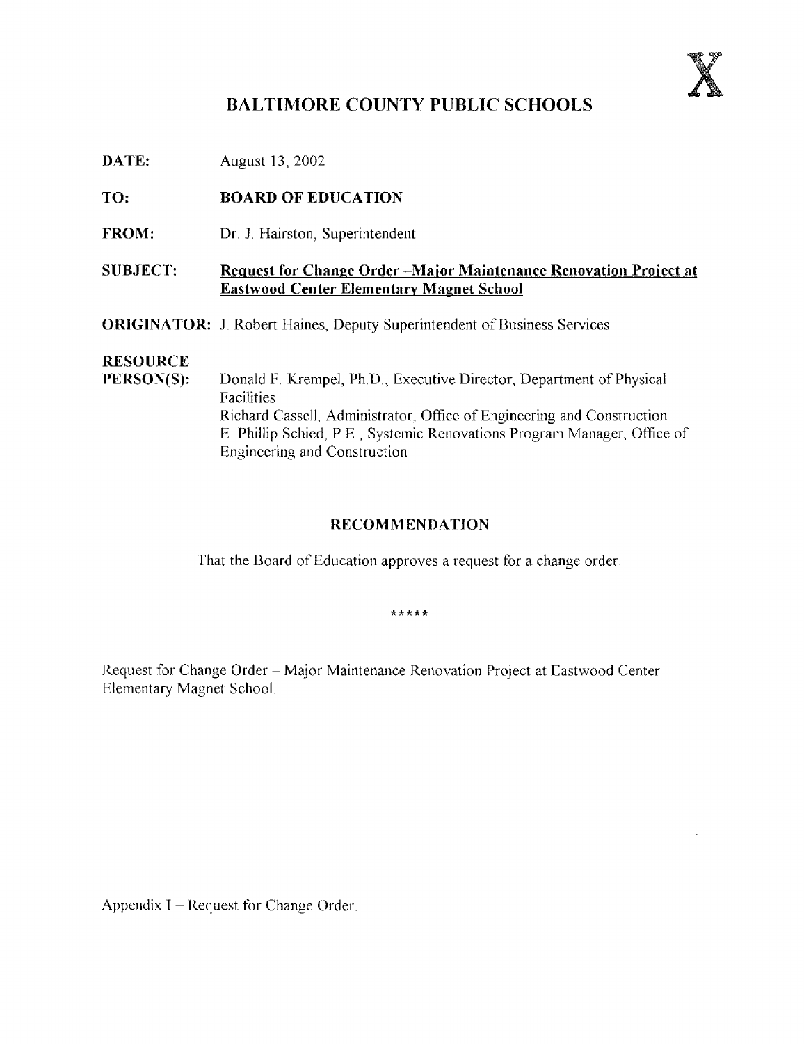X

# BALTIMORE COUNTY PUBLIC SCHOOLS

**DATE:** August 13, 2002

**TO:** **BOARD OF EDUCATION**

**FROM:** Dr. J. Hairston, Superintendent

**SUBJECT:** **Request for Change Order –Major Maintenance Renovation Project at Eastwood Center Elementary Magnet School**

**ORIGINATOR:** J. Robert Haines, Deputy Superintendent of Business Services

**RESOURCE PERSON(S):** Donald F. Krempel, Ph.D., Executive Director, Department of Physical Facilities
Richard Cassell, Administrator, Office of Engineering and Construction
E. Phillip Schied, P.E., Systemic Renovations Program Manager, Office of Engineering and Construction

## RECOMMENDATION

That the Board of Education approves a request for a change order.

*****

Request for Change Order – Major Maintenance Renovation Project at Eastwood Center Elementary Magnet School.

Appendix I – Request for Change Order.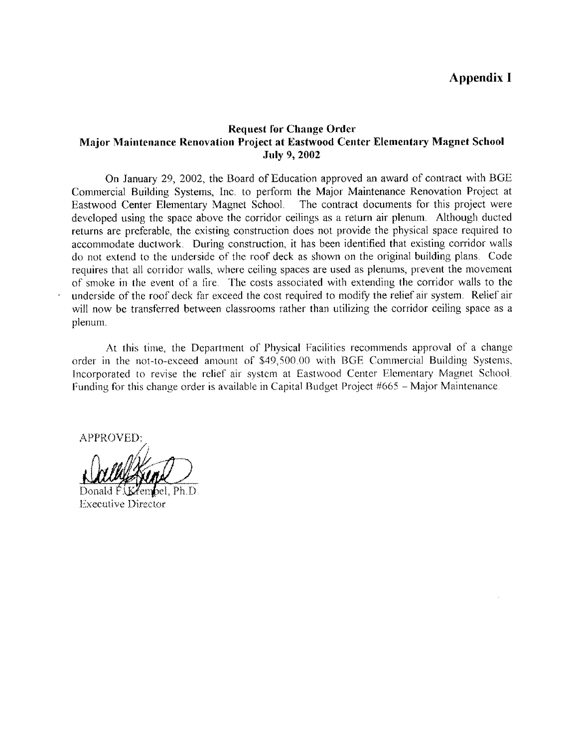# Appendix I

**Request for Change Order**
**Major Maintenance Renovation Project at Eastwood Center Elementary Magnet School**
**July 9, 2002**

On January 29, 2002, the Board of Education approved an award of contract with BGE Commercial Building Systems, Inc. to perform the Major Maintenance Renovation Project at Eastwood Center Elementary Magnet School. The contract documents for this project were developed using the space above the corridor ceilings as a return air plenum. Although ducted returns are preferable, the existing construction does not provide the physical space required to accommodate ductwork. During construction, it has been identified that existing corridor walls do not extend to the underside of the roof deck as shown on the original building plans. Code requires that all corridor walls, where ceiling spaces are used as plenums, prevent the movement of smoke in the event of a fire. The costs associated with extending the corridor walls to the underside of the roof deck far exceed the cost required to modify the relief air system. Relief air will now be transferred between classrooms rather than utilizing the corridor ceiling space as a plenum.

At this time, the Department of Physical Facilities recommends approval of a change order in the not-to-exceed amount of $49,500.00 with BGE Commercial Building Systems, Incorporated to revise the relief air system at Eastwood Center Elementary Magnet School. Funding for this change order is available in Capital Budget Project #665 – Major Maintenance.

APPROVED:

Donald F. Kempel, Ph.D.
Executive Director